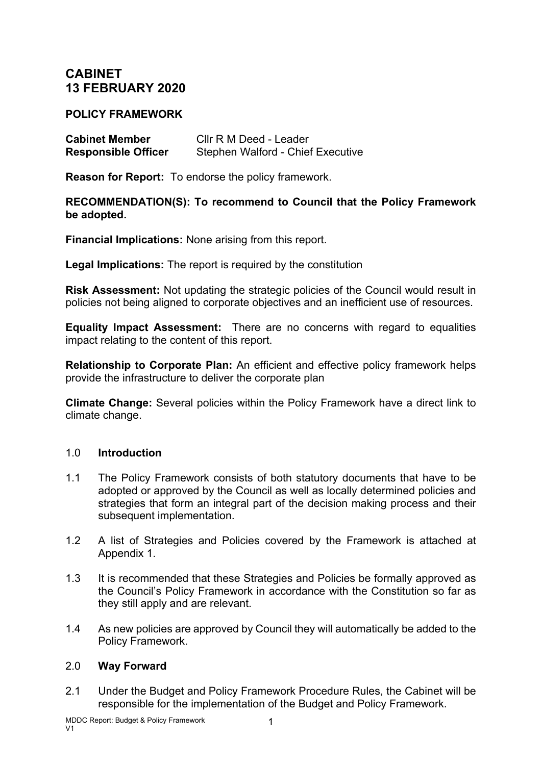# CABINET
# 13 FEBRUARY 2020

**POLICY FRAMEWORK**

**Cabinet Member** Cllr R M Deed - Leader
**Responsible Officer** Stephen Walford - Chief Executive

**Reason for Report:** To endorse the policy framework.

**RECOMMENDATION(S): To recommend to Council that the Policy Framework be adopted.**

**Financial Implications:** None arising from this report.

**Legal Implications:** The report is required by the constitution

**Risk Assessment:** Not updating the strategic policies of the Council would result in policies not being aligned to corporate objectives and an inefficient use of resources.

**Equality Impact Assessment:** There are no concerns with regard to equalities impact relating to the content of this report.

**Relationship to Corporate Plan:** An efficient and effective policy framework helps provide the infrastructure to deliver the corporate plan

**Climate Change:** Several policies within the Policy Framework have a direct link to climate change.

## 1.0 Introduction

1.1 The Policy Framework consists of both statutory documents that have to be adopted or approved by the Council as well as locally determined policies and strategies that form an integral part of the decision making process and their subsequent implementation.

1.2 A list of Strategies and Policies covered by the Framework is attached at Appendix 1.

1.3 It is recommended that these Strategies and Policies be formally approved as the Council's Policy Framework in accordance with the Constitution so far as they still apply and are relevant.

1.4 As new policies are approved by Council they will automatically be added to the Policy Framework.

## 2.0 Way Forward

2.1 Under the Budget and Policy Framework Procedure Rules, the Cabinet will be responsible for the implementation of the Budget and Policy Framework.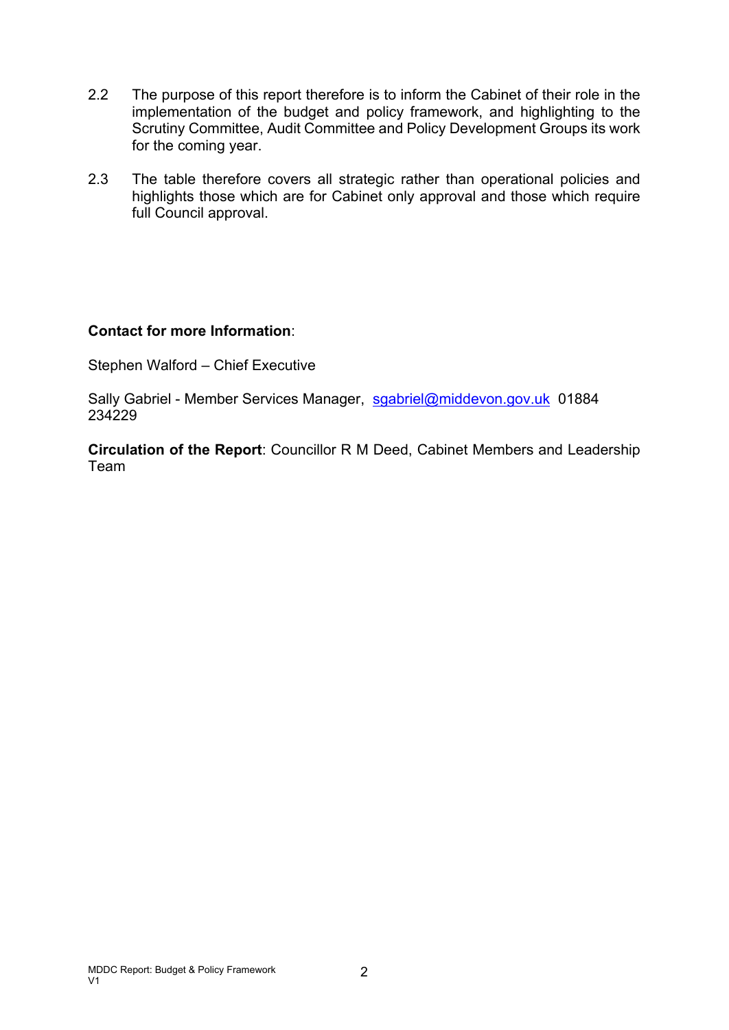2.2 The purpose of this report therefore is to inform the Cabinet of their role in the implementation of the budget and policy framework, and highlighting to the Scrutiny Committee, Audit Committee and Policy Development Groups its work for the coming year.

2.3 The table therefore covers all strategic rather than operational policies and highlights those which are for Cabinet only approval and those which require full Council approval.

**Contact for more Information**:

Stephen Walford – Chief Executive

Sally Gabriel - Member Services Manager, sgabriel@middevon.gov.uk 01884 234229

**Circulation of the Report**: Councillor R M Deed, Cabinet Members and Leadership Team